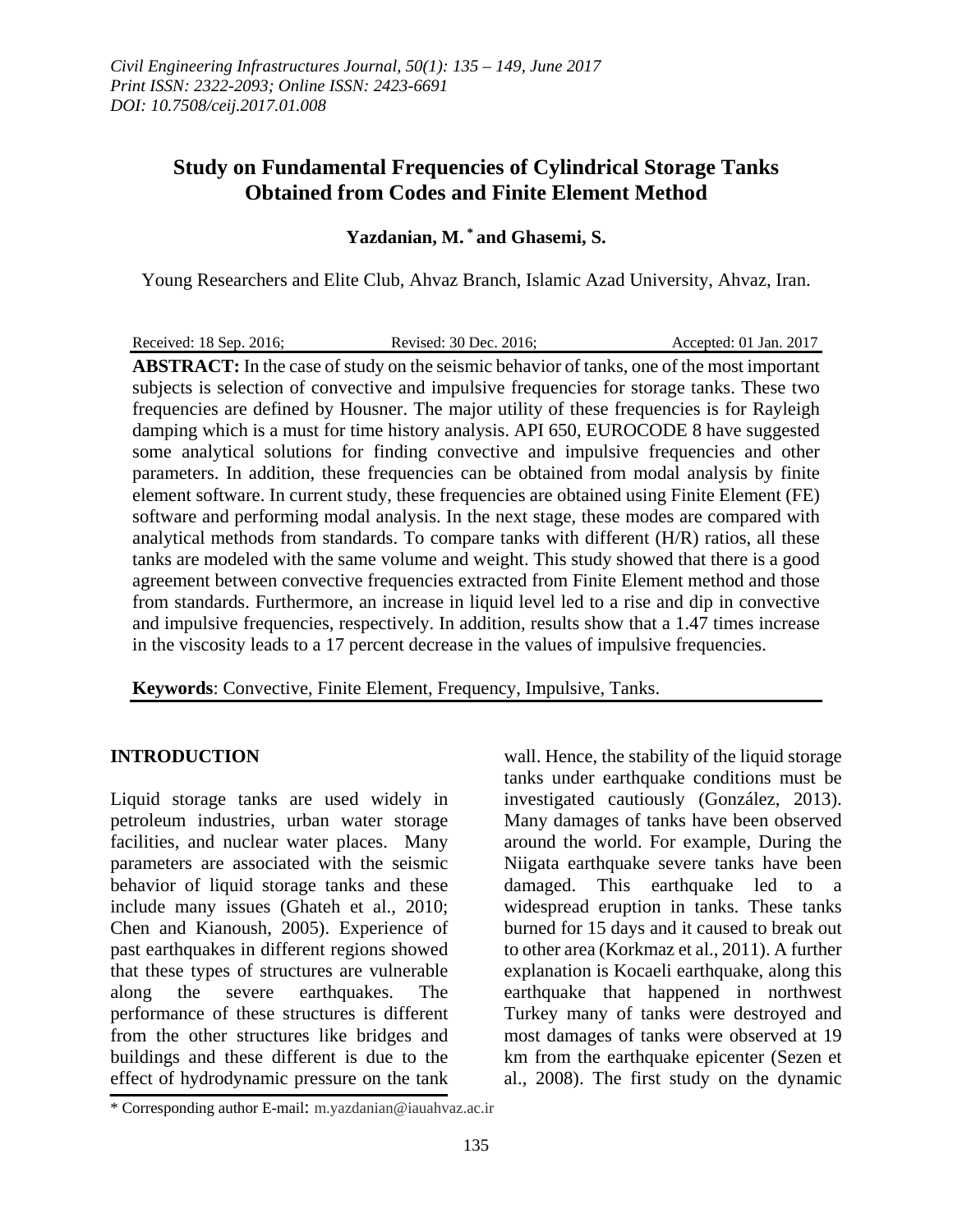*Civil Engineering Infrastructures Journal, 50(1): 135 – 149, June 2017*
*Print ISSN: 2322-2093; Online ISSN: 2423-6691*
*DOI: 10.7508/ceij.2017.01.008*

# Study on Fundamental Frequencies of Cylindrical Storage Tanks Obtained from Codes and Finite Element Method

**Yazdanian, M.** * **and Ghasemi, S.**

Young Researchers and Elite Club, Ahvaz Branch, Islamic Azad University, Ahvaz, Iran.

Received: 18 Sep. 2016; Revised: 30 Dec. 2016; Accepted: 01 Jan. 2017

**ABSTRACT:** In the case of study on the seismic behavior of tanks, one of the most important subjects is selection of convective and impulsive frequencies for storage tanks. These two frequencies are defined by Housner. The major utility of these frequencies is for Rayleigh damping which is a must for time history analysis. API 650, EUROCODE 8 have suggested some analytical solutions for finding convective and impulsive frequencies and other parameters. In addition, these frequencies can be obtained from modal analysis by finite element software. In current study, these frequencies are obtained using Finite Element (FE) software and performing modal analysis. In the next stage, these modes are compared with analytical methods from standards. To compare tanks with different (H/R) ratios, all these tanks are modeled with the same volume and weight. This study showed that there is a good agreement between convective frequencies extracted from Finite Element method and those from standards. Furthermore, an increase in liquid level led to a rise and dip in convective and impulsive frequencies, respectively. In addition, results show that a 1.47 times increase in the viscosity leads to a 17 percent decrease in the values of impulsive frequencies.

**Keywords**: Convective, Finite Element, Frequency, Impulsive, Tanks.

## INTRODUCTION

Liquid storage tanks are used widely in petroleum industries, urban water storage facilities, and nuclear water places. Many parameters are associated with the seismic behavior of liquid storage tanks and these include many issues (Ghateh et al., 2010; Chen and Kianoush, 2005). Experience of past earthquakes in different regions showed that these types of structures are vulnerable along the severe earthquakes. The performance of these structures is different from the other structures like bridges and buildings and these different is due to the effect of hydrodynamic pressure on the tank wall. Hence, the stability of the liquid storage tanks under earthquake conditions must be investigated cautiously (González, 2013). Many damages of tanks have been observed around the world. For example, During the Niigata earthquake severe tanks have been damaged. This earthquake led to a widespread eruption in tanks. These tanks burned for 15 days and it caused to break out to other area (Korkmaz et al., 2011). A further explanation is Kocaeli earthquake, along this earthquake that happened in northwest Turkey many of tanks were destroyed and most damages of tanks were observed at 19 km from the earthquake epicenter (Sezen et al., 2008). The first study on the dynamic

* Corresponding author E-mail: m.yazdanian@iauahvaz.ac.ir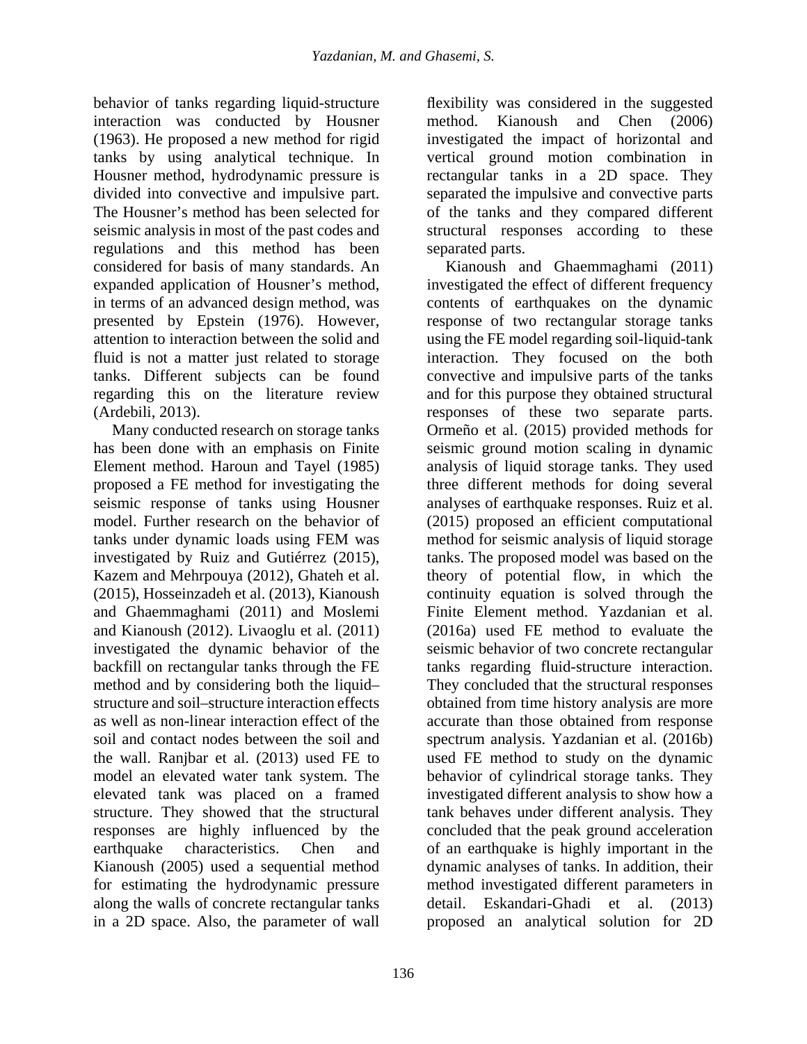behavior of tanks regarding liquid-structure interaction was conducted by Housner (1963). He proposed a new method for rigid tanks by using analytical technique. In Housner method, hydrodynamic pressure is divided into convective and impulsive part. The Housner's method has been selected for seismic analysis in most of the past codes and regulations and this method has been considered for basis of many standards. An expanded application of Housner's method, in terms of an advanced design method, was presented by Epstein (1976). However, attention to interaction between the solid and fluid is not a matter just related to storage tanks. Different subjects can be found regarding this on the literature review (Ardebili, 2013).

Many conducted research on storage tanks has been done with an emphasis on Finite Element method. Haroun and Tayel (1985) proposed a FE method for investigating the seismic response of tanks using Housner model. Further research on the behavior of tanks under dynamic loads using FEM was investigated by Ruiz and Gutiérrez (2015), Kazem and Mehrpouya (2012), Ghateh et al. (2015), Hosseinzadeh et al. (2013), Kianoush and Ghaemmaghami (2011) and Moslemi and Kianoush (2012). Livaoglu et al. (2011) investigated the dynamic behavior of the backfill on rectangular tanks through the FE method and by considering both the liquid–structure and soil–structure interaction effects as well as non-linear interaction effect of the soil and contact nodes between the soil and the wall. Ranjbar et al. (2013) used FE to model an elevated water tank system. The elevated tank was placed on a framed structure. They showed that the structural responses are highly influenced by the earthquake characteristics. Chen and Kianoush (2005) used a sequential method for estimating the hydrodynamic pressure along the walls of concrete rectangular tanks in a 2D space. Also, the parameter of wall flexibility was considered in the suggested method. Kianoush and Chen (2006) investigated the impact of horizontal and vertical ground motion combination in rectangular tanks in a 2D space. They separated the impulsive and convective parts of the tanks and they compared different structural responses according to these separated parts.

Kianoush and Ghaemmaghami (2011) investigated the effect of different frequency contents of earthquakes on the dynamic response of two rectangular storage tanks using the FE model regarding soil-liquid-tank interaction. They focused on the both convective and impulsive parts of the tanks and for this purpose they obtained structural responses of these two separate parts. Ormeño et al. (2015) provided methods for seismic ground motion scaling in dynamic analysis of liquid storage tanks. They used three different methods for doing several analyses of earthquake responses. Ruiz et al. (2015) proposed an efficient computational method for seismic analysis of liquid storage tanks. The proposed model was based on the theory of potential flow, in which the continuity equation is solved through the Finite Element method. Yazdanian et al. (2016a) used FE method to evaluate the seismic behavior of two concrete rectangular tanks regarding fluid-structure interaction. They concluded that the structural responses obtained from time history analysis are more accurate than those obtained from response spectrum analysis. Yazdanian et al. (2016b) used FE method to study on the dynamic behavior of cylindrical storage tanks. They investigated different analysis to show how a tank behaves under different analysis. They concluded that the peak ground acceleration of an earthquake is highly important in the dynamic analyses of tanks. In addition, their method investigated different parameters in detail. Eskandari-Ghadi et al. (2013) proposed an analytical solution for 2D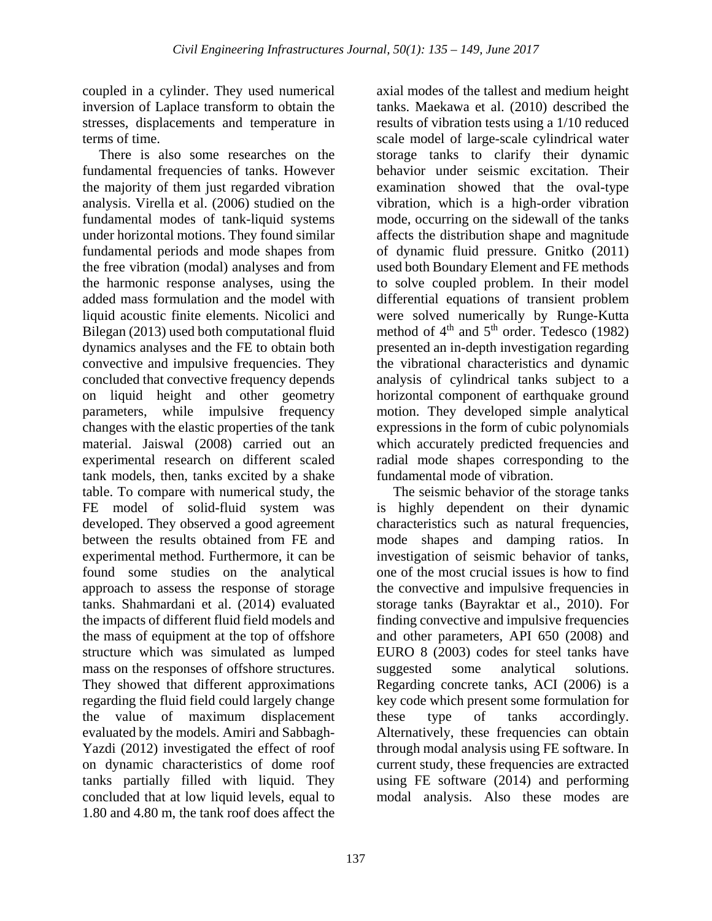coupled in a cylinder. They used numerical inversion of Laplace transform to obtain the stresses, displacements and temperature in terms of time.

There is also some researches on the fundamental frequencies of tanks. However the majority of them just regarded vibration analysis. Virella et al. (2006) studied on the fundamental modes of tank-liquid systems under horizontal motions. They found similar fundamental periods and mode shapes from the free vibration (modal) analyses and from the harmonic response analyses, using the added mass formulation and the model with liquid acoustic finite elements. Nicolici and Bilegan (2013) used both computational fluid dynamics analyses and the FE to obtain both convective and impulsive frequencies. They concluded that convective frequency depends on liquid height and other geometry parameters, while impulsive frequency changes with the elastic properties of the tank material. Jaiswal (2008) carried out an experimental research on different scaled tank models, then, tanks excited by a shake table. To compare with numerical study, the FE model of solid-fluid system was developed. They observed a good agreement between the results obtained from FE and experimental method. Furthermore, it can be found some studies on the analytical approach to assess the response of storage tanks. Shahmardani et al. (2014) evaluated the impacts of different fluid field models and the mass of equipment at the top of offshore structure which was simulated as lumped mass on the responses of offshore structures. They showed that different approximations regarding the fluid field could largely change the value of maximum displacement evaluated by the models. Amiri and Sabbagh-Yazdi (2012) investigated the effect of roof on dynamic characteristics of dome roof tanks partially filled with liquid. They concluded that at low liquid levels, equal to 1.80 and 4.80 m, the tank roof does affect the axial modes of the tallest and medium height tanks. Maekawa et al. (2010) described the results of vibration tests using a 1/10 reduced scale model of large-scale cylindrical water storage tanks to clarify their dynamic behavior under seismic excitation. Their examination showed that the oval-type vibration, which is a high-order vibration mode, occurring on the sidewall of the tanks affects the distribution shape and magnitude of dynamic fluid pressure. Gnitko (2011) used both Boundary Element and FE methods to solve coupled problem. In their model differential equations of transient problem were solved numerically by Runge-Kutta method of $4^{th}$ and $5^{th}$ order. Tedesco (1982) presented an in-depth investigation regarding the vibrational characteristics and dynamic analysis of cylindrical tanks subject to a horizontal component of earthquake ground motion. They developed simple analytical expressions in the form of cubic polynomials which accurately predicted frequencies and radial mode shapes corresponding to the fundamental mode of vibration.

The seismic behavior of the storage tanks is highly dependent on their dynamic characteristics such as natural frequencies, mode shapes and damping ratios. In investigation of seismic behavior of tanks, one of the most crucial issues is how to find the convective and impulsive frequencies in storage tanks (Bayraktar et al., 2010). For finding convective and impulsive frequencies and other parameters, API 650 (2008) and EURO 8 (2003) codes for steel tanks have suggested some analytical solutions. Regarding concrete tanks, ACI (2006) is a key code which present some formulation for these type of tanks accordingly. Alternatively, these frequencies can obtain through modal analysis using FE software. In current study, these frequencies are extracted using FE software (2014) and performing modal analysis. Also these modes are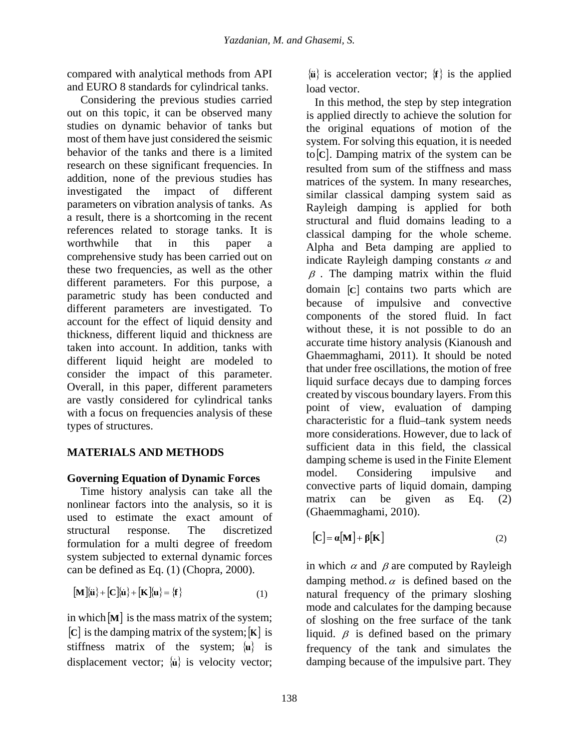compared with analytical methods from API and EURO 8 standards for cylindrical tanks.

Considering the previous studies carried out on this topic, it can be observed many studies on dynamic behavior of tanks but most of them have just considered the seismic behavior of the tanks and there is a limited research on these significant frequencies. In addition, none of the previous studies has investigated the impact of different parameters on vibration analysis of tanks. As a result, there is a shortcoming in the recent references related to storage tanks. It is worthwhile that in this paper a comprehensive study has been carried out on these two frequencies, as well as the other different parameters. For this purpose, a parametric study has been conducted and different parameters are investigated. To account for the effect of liquid density and thickness, different liquid and thickness are taken into account. In addition, tanks with different liquid height are modeled to consider the impact of this parameter. Overall, in this paper, different parameters are vastly considered for cylindrical tanks with a focus on frequencies analysis of these types of structures.

## MATERIALS AND METHODS

### Governing Equation of Dynamic Forces

Time history analysis can take all the nonlinear factors into the analysis, so it is used to estimate the exact amount of structural response. The discretized formulation for a multi degree of freedom system subjected to external dynamic forces can be defined as Eq. (1) (Chopra, 2000).

$$[\mathbf{M}]\{\ddot{\mathbf{u}}\} + [\mathbf{C}]\{\dot{\mathbf{u}}\} + [\mathbf{K}]\{\mathbf{u}\} = \{\mathbf{f}\} \tag{1}$$

in which $[\mathbf{M}]$ is the mass matrix of the system; $[\mathbf{C}]$ is the damping matrix of the system; $[\mathbf{K}]$ is stiffness matrix of the system; $\{\mathbf{u}\}$ is displacement vector; $\{\dot{\mathbf{u}}\}$ is velocity vector; $\{\ddot{\mathbf{u}}\}$ is acceleration vector; $\{\mathbf{f}\}$ is the applied load vector.

In this method, the step by step integration is applied directly to achieve the solution for the original equations of motion of the system. For solving this equation, it is needed to $[\mathbf{C}]$. Damping matrix of the system can be resulted from sum of the stiffness and mass matrices of the system. In many researches, similar classical damping system said as Rayleigh damping is applied for both structural and fluid domains leading to a classical damping for the whole scheme. Alpha and Beta damping are applied to indicate Rayleigh damping constants $\alpha$ and $\beta$. The damping matrix within the fluid domain $[\mathbf{C}]$ contains two parts which are because of impulsive and convective components of the stored fluid. In fact without these, it is not possible to do an accurate time history analysis (Kianoush and Ghaemmaghami, 2011). It should be noted that under free oscillations, the motion of free liquid surface decays due to damping forces created by viscous boundary layers. From this point of view, evaluation of damping characteristic for a fluid–tank system needs more considerations. However, due to lack of sufficient data in this field, the classical damping scheme is used in the Finite Element model. Considering impulsive and convective parts of liquid domain, damping matrix can be given as Eq. (2) (Ghaemmaghami, 2010).

$$[\mathbf{C}] = \boldsymbol{\alpha}[\mathbf{M}] + \boldsymbol{\beta}[\mathbf{K}] \tag{2}$$

in which $\alpha$ and $\beta$ are computed by Rayleigh damping method. $\alpha$ is defined based on the natural frequency of the primary sloshing mode and calculates for the damping because of sloshing on the free surface of the tank liquid. $\beta$ is defined based on the primary frequency of the tank and simulates the damping because of the impulsive part. They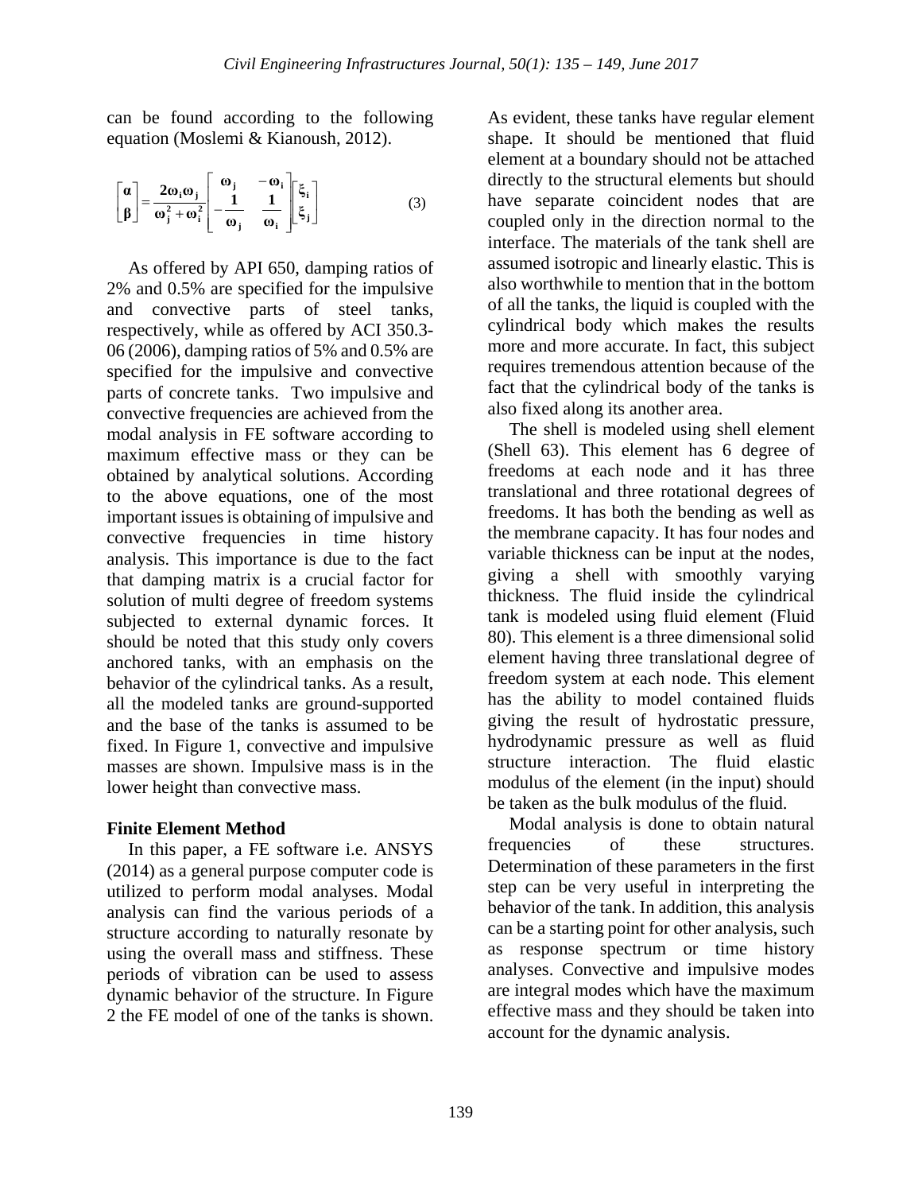can be found according to the following equation (Moslemi & Kianoush, 2012).

$$\begin{bmatrix} \alpha \\ \beta \end{bmatrix} = \frac{2\omega_i \omega_j}{\omega_j^2 + \omega_i^2} \begin{bmatrix} \omega_j & -\omega_i \\ -\frac{1}{\omega_j} & \frac{1}{\omega_i} \end{bmatrix} \begin{bmatrix} \xi_i \\ \xi_j \end{bmatrix} \quad (3)$$

As offered by API 650, damping ratios of 2% and 0.5% are specified for the impulsive and convective parts of steel tanks, respectively, while as offered by ACI 350.3-06 (2006), damping ratios of 5% and 0.5% are specified for the impulsive and convective parts of concrete tanks. Two impulsive and convective frequencies are achieved from the modal analysis in FE software according to maximum effective mass or they can be obtained by analytical solutions. According to the above equations, one of the most important issues is obtaining of impulsive and convective frequencies in time history analysis. This importance is due to the fact that damping matrix is a crucial factor for solution of multi degree of freedom systems subjected to external dynamic forces. It should be noted that this study only covers anchored tanks, with an emphasis on the behavior of the cylindrical tanks. As a result, all the modeled tanks are ground-supported and the base of the tanks is assumed to be fixed. In Figure 1, convective and impulsive masses are shown. Impulsive mass is in the lower height than convective mass.

**Finite Element Method**

In this paper, a FE software i.e. ANSYS (2014) as a general purpose computer code is utilized to perform modal analyses. Modal analysis can find the various periods of a structure according to naturally resonate by using the overall mass and stiffness. These periods of vibration can be used to assess dynamic behavior of the structure. In Figure 2 the FE model of one of the tanks is shown. As evident, these tanks have regular element shape. It should be mentioned that fluid element at a boundary should not be attached directly to the structural elements but should have separate coincident nodes that are coupled only in the direction normal to the interface. The materials of the tank shell are assumed isotropic and linearly elastic. This is also worthwhile to mention that in the bottom of all the tanks, the liquid is coupled with the cylindrical body which makes the results more and more accurate. In fact, this subject requires tremendous attention because of the fact that the cylindrical body of the tanks is also fixed along its another area.

The shell is modeled using shell element (Shell 63). This element has 6 degree of freedoms at each node and it has three translational and three rotational degrees of freedoms. It has both the bending as well as the membrane capacity. It has four nodes and variable thickness can be input at the nodes, giving a shell with smoothly varying thickness. The fluid inside the cylindrical tank is modeled using fluid element (Fluid 80). This element is a three dimensional solid element having three translational degree of freedom system at each node. This element has the ability to model contained fluids giving the result of hydrostatic pressure, hydrodynamic pressure as well as fluid structure interaction. The fluid elastic modulus of the element (in the input) should be taken as the bulk modulus of the fluid.

Modal analysis is done to obtain natural frequencies of these structures. Determination of these parameters in the first step can be very useful in interpreting the behavior of the tank. In addition, this analysis can be a starting point for other analysis, such as response spectrum or time history analyses. Convective and impulsive modes are integral modes which have the maximum effective mass and they should be taken into account for the dynamic analysis.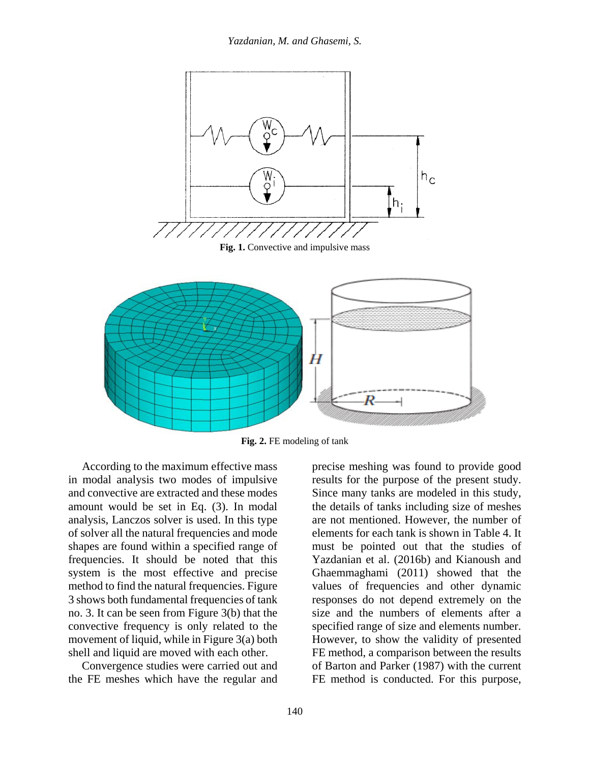**Fig. 1.** Convective and impulsive mass

**Fig. 2.** FE modeling of tank

According to the maximum effective mass in modal analysis two modes of impulsive and convective are extracted and these modes amount would be set in Eq. (3). In modal analysis, Lanczos solver is used. In this type of solver all the natural frequencies and mode shapes are found within a specified range of frequencies. It should be noted that this system is the most effective and precise method to find the natural frequencies. Figure 3 shows both fundamental frequencies of tank no. 3. It can be seen from Figure 3(b) that the convective frequency is only related to the movement of liquid, while in Figure 3(a) both shell and liquid are moved with each other.

Convergence studies were carried out and the FE meshes which have the regular and precise meshing was found to provide good results for the purpose of the present study. Since many tanks are modeled in this study, the details of tanks including size of meshes are not mentioned. However, the number of elements for each tank is shown in Table 4. It must be pointed out that the studies of Yazdanian et al. (2016b) and Kianoush and Ghaemmaghami (2011) showed that the values of frequencies and other dynamic responses do not depend extremely on the size and the numbers of elements after a specified range of size and elements number. However, to show the validity of presented FE method, a comparison between the results of Barton and Parker (1987) with the current FE method is conducted. For this purpose,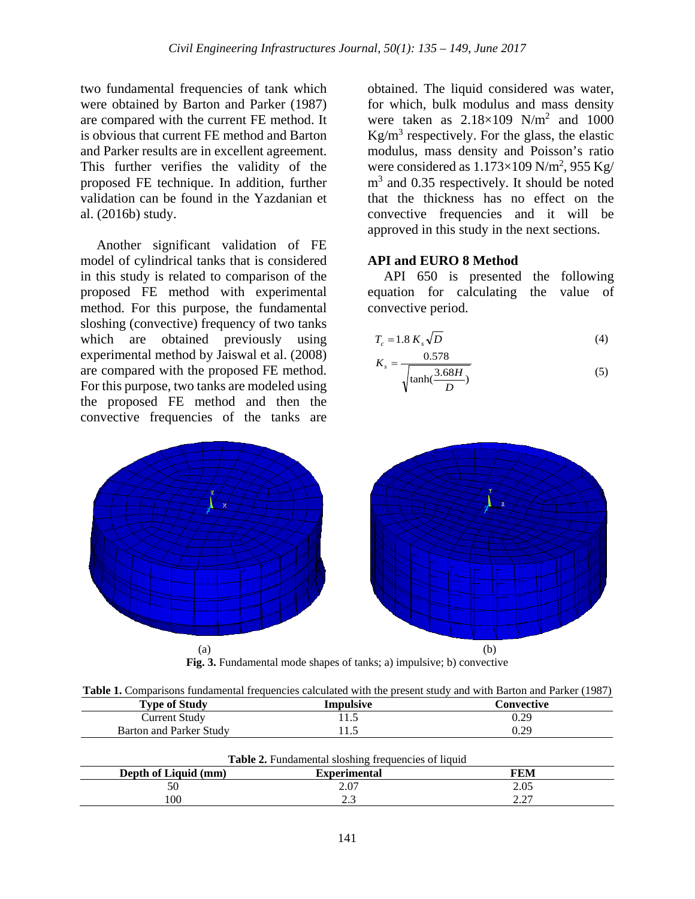two fundamental frequencies of tank which were obtained by Barton and Parker (1987) are compared with the current FE method. It is obvious that current FE method and Barton and Parker results are in excellent agreement. This further verifies the validity of the proposed FE technique. In addition, further validation can be found in the Yazdanian et al. (2016b) study.

Another significant validation of FE model of cylindrical tanks that is considered in this study is related to comparison of the proposed FE method with experimental method. For this purpose, the fundamental sloshing (convective) frequency of two tanks which are obtained previously using experimental method by Jaiswal et al. (2008) are compared with the proposed FE method. For this purpose, two tanks are modeled using the proposed FE method and then the convective frequencies of the tanks are obtained. The liquid considered was water, for which, bulk modulus and mass density were taken as 2.18×109 N/m$^2$ and 1000 Kg/m$^3$ respectively. For the glass, the elastic modulus, mass density and Poisson's ratio were considered as 1.173×109 N/m$^2$, 955 Kg/m$^3$ and 0.35 respectively. It should be noted that the thickness has no effect on the convective frequencies and it will be approved in this study in the next sections.

### API and EURO 8 Method

API 650 is presented the following equation for calculating the value of convective period.

$$T_c = 1.8\,K_s\sqrt{D} \tag{4}$$

$$K_s = \frac{0.578}{\sqrt{\tanh(\frac{3.68H}{D})}} \tag{5}$$

(a) (b)

**Fig. 3.** Fundamental mode shapes of tanks; a) impulsive; b) convective

**Table 1.** Comparisons fundamental frequencies calculated with the present study and with Barton and Parker (1987)

| Type of Study | Impulsive | Convective |
|---|---|---|
| Current Study | 11.5 | 0.29 |
| Barton and Parker Study | 11.5 | 0.29 |

**Table 2.** Fundamental sloshing frequencies of liquid

| Depth of Liquid (mm) | Experimental | FEM |
|---|---|---|
| 50 | 2.07 | 2.05 |
| 100 | 2.3 | 2.27 |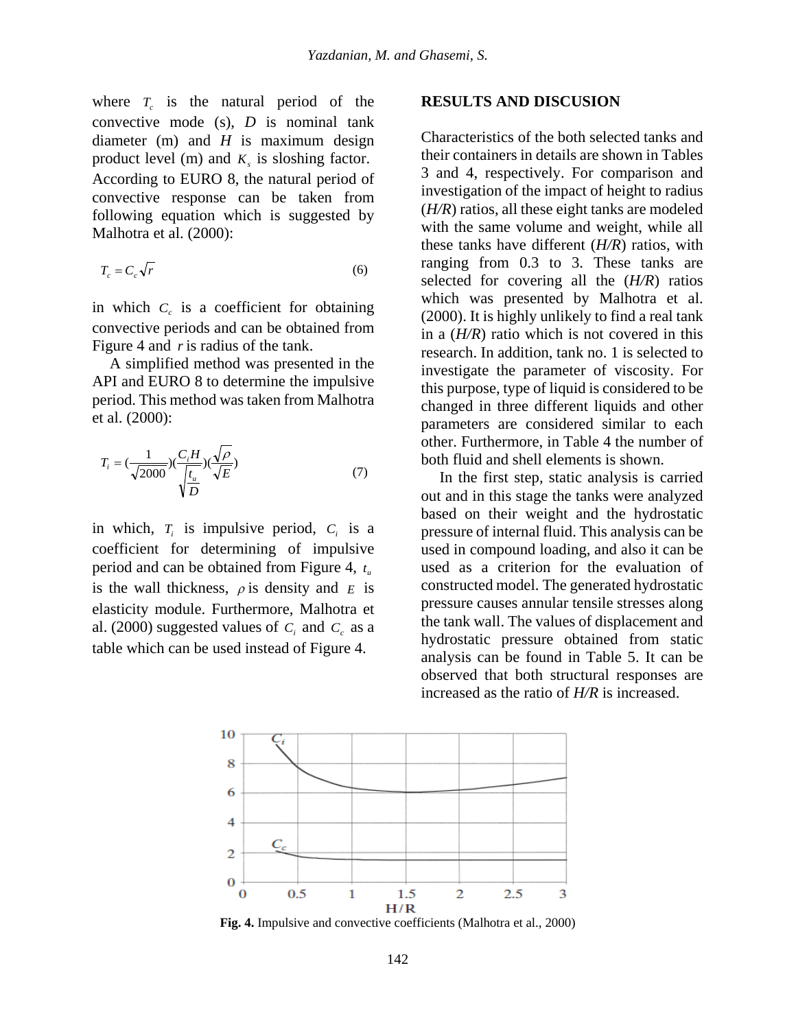where $T_c$ is the natural period of the convective mode (s), $D$ is nominal tank diameter (m) and $H$ is maximum design product level (m) and $K_s$ is sloshing factor. According to EURO 8, the natural period of convective response can be taken from following equation which is suggested by Malhotra et al. (2000):

$$T_c = C_c \sqrt{r} \tag{6}$$

in which $C_c$ is a coefficient for obtaining convective periods and can be obtained from Figure 4 and $r$ is radius of the tank.

A simplified method was presented in the API and EURO 8 to determine the impulsive period. This method was taken from Malhotra et al. (2000):

$$T_i = \left(\frac{1}{\sqrt{2000}}\right)\left(\frac{C_i H}{\sqrt{\frac{t_u}{D}}}\right)\left(\frac{\sqrt{\rho}}{\sqrt{E}}\right) \tag{7}$$

in which, $T_i$ is impulsive period, $C_i$ is a coefficient for determining of impulsive period and can be obtained from Figure 4, $t_u$ is the wall thickness, $\rho$ is density and $E$ is elasticity module. Furthermore, Malhotra et al. (2000) suggested values of $C_i$ and $C_c$ as a table which can be used instead of Figure 4.

## RESULTS AND DISCUSION

Characteristics of the both selected tanks and their containers in details are shown in Tables 3 and 4, respectively. For comparison and investigation of the impact of height to radius (*H/R*) ratios, all these eight tanks are modeled with the same volume and weight, while all these tanks have different (*H/R*) ratios, with ranging from 0.3 to 3. These tanks are selected for covering all the (*H/R*) ratios which was presented by Malhotra et al. (2000). It is highly unlikely to find a real tank in a (*H/R*) ratio which is not covered in this research. In addition, tank no. 1 is selected to investigate the parameter of viscosity. For this purpose, type of liquid is considered to be changed in three different liquids and other parameters are considered similar to each other. Furthermore, in Table 4 the number of both fluid and shell elements is shown.

In the first step, static analysis is carried out and in this stage the tanks were analyzed based on their weight and the hydrostatic pressure of internal fluid. This analysis can be used in compound loading, and also it can be used as a criterion for the evaluation of constructed model. The generated hydrostatic pressure causes annular tensile stresses along the tank wall. The values of displacement and hydrostatic pressure obtained from static analysis can be found in Table 5. It can be observed that both structural responses are increased as the ratio of *H/R* is increased.

**Fig. 4.** Impulsive and convective coefficients (Malhotra et al., 2000)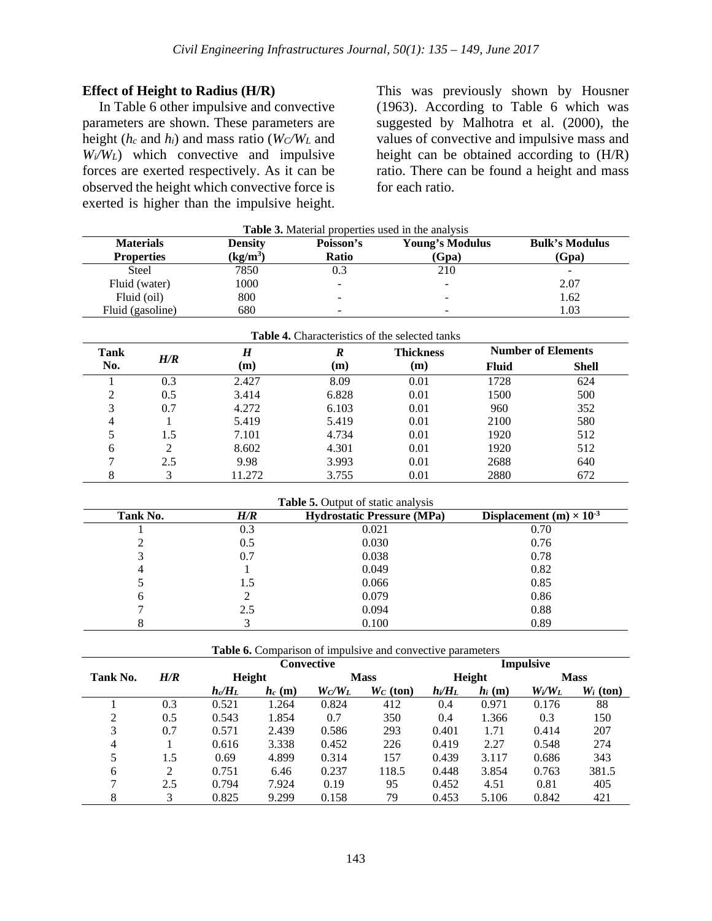### Effect of Height to Radius (H/R)

In Table 6 other impulsive and convective parameters are shown. These parameters are height ($h_c$ and $h_i$) and mass ratio ($W_C/W_L$ and $W_i/W_L$) which convective and impulsive forces are exerted respectively. As it can be observed the height which convective force is exerted is higher than the impulsive height. This was previously shown by Housner (1963). According to Table 6 which was suggested by Malhotra et al. (2000), the values of convective and impulsive mass and height can be obtained according to (H/R) ratio. There can be found a height and mass for each ratio.

**Table 3.** Material properties used in the analysis

| Materials Properties | Density (kg/m$^3$) | Poisson's Ratio | Young's Modulus (Gpa) | Bulk's Modulus (Gpa) |
|---|---|---|---|---|
| Steel | 7850 | 0.3 | 210 | - |
| Fluid (water) | 1000 | - | - | 2.07 |
| Fluid (oil) | 800 | - | - | 1.62 |
| Fluid (gasoline) | 680 | - | - | 1.03 |

**Table 4.** Characteristics of the selected tanks

| Tank No. | *H/R* | *H* (m) | *R* (m) | Thickness (m) | Number of Elements | |
|---|---|---|---|---|---|---|
| | | | | | Fluid | Shell |
| 1 | 0.3 | 2.427 | 8.09 | 0.01 | 1728 | 624 |
| 2 | 0.5 | 3.414 | 6.828 | 0.01 | 1500 | 500 |
| 3 | 0.7 | 4.272 | 6.103 | 0.01 | 960 | 352 |
| 4 | 1 | 5.419 | 5.419 | 0.01 | 2100 | 580 |
| 5 | 1.5 | 7.101 | 4.734 | 0.01 | 1920 | 512 |
| 6 | 2 | 8.602 | 4.301 | 0.01 | 1920 | 512 |
| 7 | 2.5 | 9.98 | 3.993 | 0.01 | 2688 | 640 |
| 8 | 3 | 11.272 | 3.755 | 0.01 | 2880 | 672 |

**Table 5.** Output of static analysis

| Tank No. | *H/R* | Hydrostatic Pressure (MPa) | Displacement (m) $\times 10^{-3}$ |
|---|---|---|---|
| 1 | 0.3 | 0.021 | 0.70 |
| 2 | 0.5 | 0.030 | 0.76 |
| 3 | 0.7 | 0.038 | 0.78 |
| 4 | 1 | 0.049 | 0.82 |
| 5 | 1.5 | 0.066 | 0.85 |
| 6 | 2 | 0.079 | 0.86 |
| 7 | 2.5 | 0.094 | 0.88 |
| 8 | 3 | 0.100 | 0.89 |

**Table 6.** Comparison of impulsive and convective parameters

| Tank No. | *H/R* | Convective | | | | Impulsive | | | |
|---|---|---|---|---|---|---|---|---|---|
| | | Height | | Mass | | Height | | Mass | |
| | | $h_c/H_L$ | $h_c$ (m) | $W_C/W_L$ | $W_C$ (ton) | $h_i/H_L$ | $h_i$ (m) | $W_i/W_L$ | $W_i$ (ton) |
| 1 | 0.3 | 0.521 | 1.264 | 0.824 | 412 | 0.4 | 0.971 | 0.176 | 88 |
| 2 | 0.5 | 0.543 | 1.854 | 0.7 | 350 | 0.4 | 1.366 | 0.3 | 150 |
| 3 | 0.7 | 0.571 | 2.439 | 0.586 | 293 | 0.401 | 1.71 | 0.414 | 207 |
| 4 | 1 | 0.616 | 3.338 | 0.452 | 226 | 0.419 | 2.27 | 0.548 | 274 |
| 5 | 1.5 | 0.69 | 4.899 | 0.314 | 157 | 0.439 | 3.117 | 0.686 | 343 |
| 6 | 2 | 0.751 | 6.46 | 0.237 | 118.5 | 0.448 | 3.854 | 0.763 | 381.5 |
| 7 | 2.5 | 0.794 | 7.924 | 0.19 | 95 | 0.452 | 4.51 | 0.81 | 405 |
| 8 | 3 | 0.825 | 9.299 | 0.158 | 79 | 0.453 | 5.106 | 0.842 | 421 |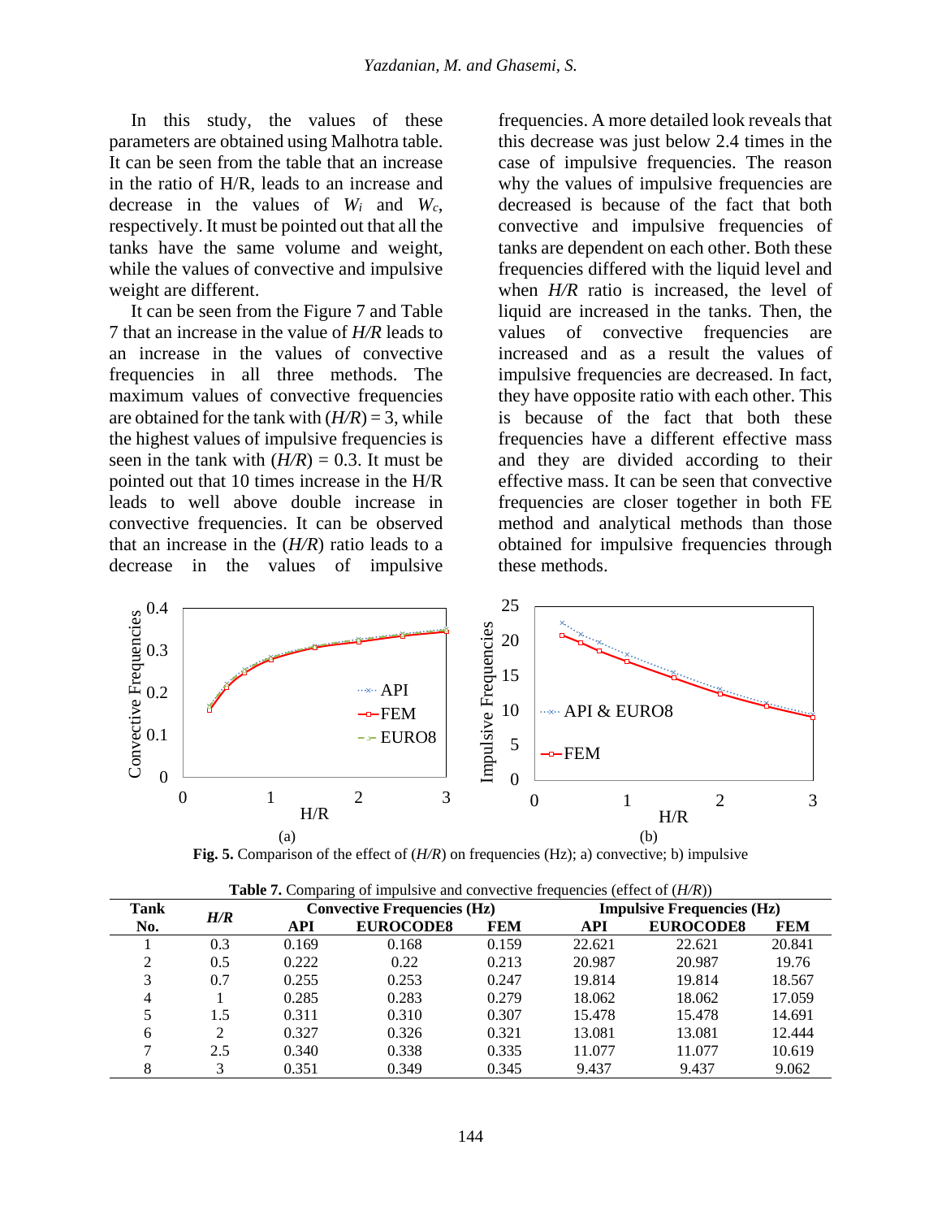In this study, the values of these parameters are obtained using Malhotra table. It can be seen from the table that an increase in the ratio of H/R, leads to an increase and decrease in the values of $W_i$ and $W_c$, respectively. It must be pointed out that all the tanks have the same volume and weight, while the values of convective and impulsive weight are different.

It can be seen from the Figure 7 and Table 7 that an increase in the value of *H/R* leads to an increase in the values of convective frequencies in all three methods. The maximum values of convective frequencies are obtained for the tank with (*H/R*) = 3, while the highest values of impulsive frequencies is seen in the tank with (*H/R*) = 0.3. It must be pointed out that 10 times increase in the H/R leads to well above double increase in convective frequencies. It can be observed that an increase in the (*H/R*) ratio leads to a decrease in the values of impulsive frequencies. A more detailed look reveals that this decrease was just below 2.4 times in the case of impulsive frequencies. The reason why the values of impulsive frequencies are decreased is because of the fact that both convective and impulsive frequencies of tanks are dependent on each other. Both these frequencies differed with the liquid level and when *H/R* ratio is increased, the level of liquid are increased in the tanks. Then, the values of convective frequencies are increased and as a result the values of impulsive frequencies are decreased. In fact, they have opposite ratio with each other. This is because of the fact that both these frequencies have a different effective mass and they are divided according to their effective mass. It can be seen that convective frequencies are closer together in both FE method and analytical methods than those obtained for impulsive frequencies through these methods.

(a) (b)

**Fig. 5.** Comparison of the effect of (*H/R*) on frequencies (Hz); a) convective; b) impulsive

**Table 7.** Comparing of impulsive and convective frequencies (effect of (*H/R*))

| Tank No. | *H/R* | Convective Frequencies (Hz) | | | Impulsive Frequencies (Hz) | | |
|---|---|---|---|---|---|---|---|
| | | **API** | **EUROCODE8** | **FEM** | **API** | **EUROCODE8** | **FEM** |
| 1 | 0.3 | 0.169 | 0.168 | 0.159 | 22.621 | 22.621 | 20.841 |
| 2 | 0.5 | 0.222 | 0.22 | 0.213 | 20.987 | 20.987 | 19.76 |
| 3 | 0.7 | 0.255 | 0.253 | 0.247 | 19.814 | 19.814 | 18.567 |
| 4 | 1 | 0.285 | 0.283 | 0.279 | 18.062 | 18.062 | 17.059 |
| 5 | 1.5 | 0.311 | 0.310 | 0.307 | 15.478 | 15.478 | 14.691 |
| 6 | 2 | 0.327 | 0.326 | 0.321 | 13.081 | 13.081 | 12.444 |
| 7 | 2.5 | 0.340 | 0.338 | 0.335 | 11.077 | 11.077 | 10.619 |
| 8 | 3 | 0.351 | 0.349 | 0.345 | 9.437 | 9.437 | 9.062 |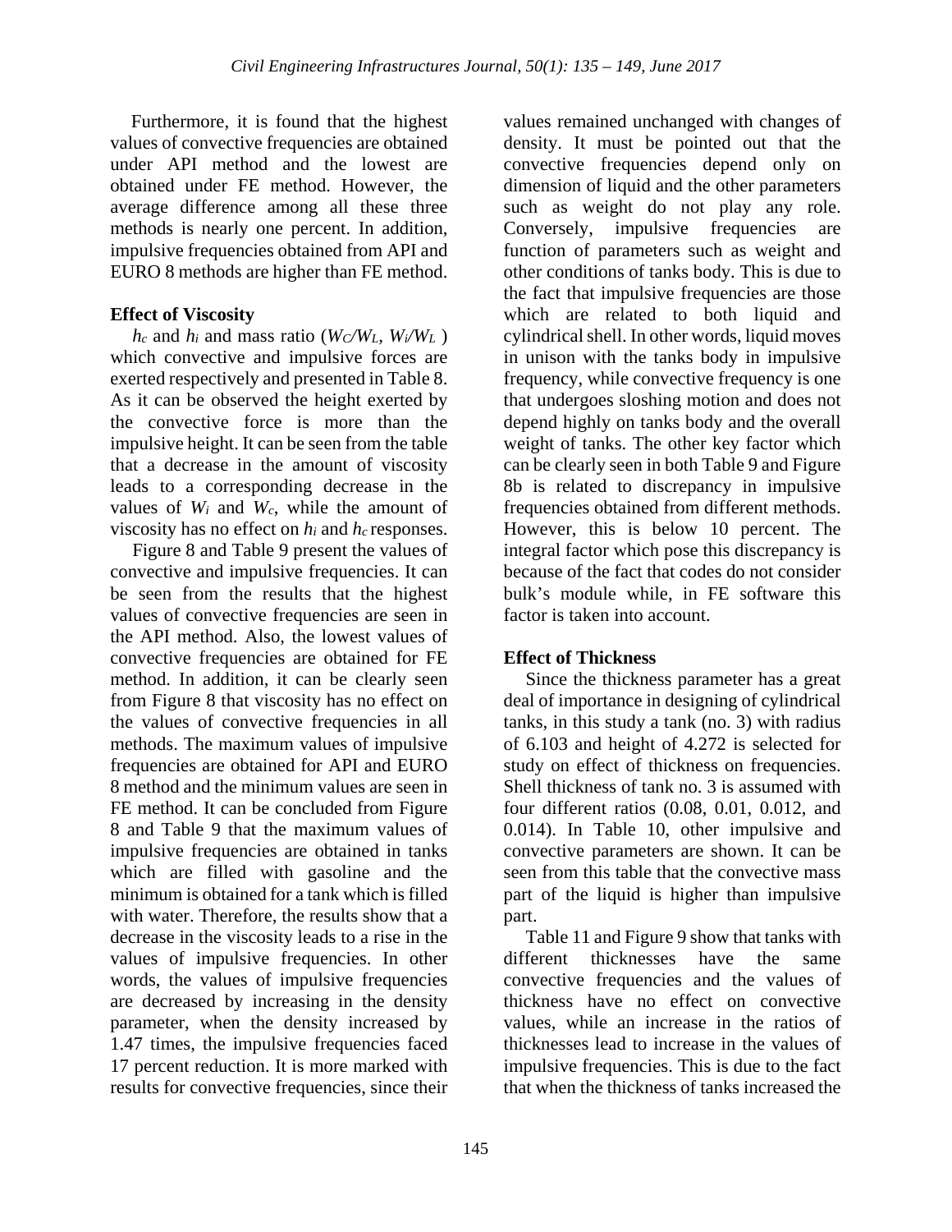Furthermore, it is found that the highest values of convective frequencies are obtained under API method and the lowest are obtained under FE method. However, the average difference among all these three methods is nearly one percent. In addition, impulsive frequencies obtained from API and EURO 8 methods are higher than FE method.

**Effect of Viscosity**

$h_c$ and $h_i$ and mass ratio ($W_C/W_L$, $W_i/W_L$ ) which convective and impulsive forces are exerted respectively and presented in Table 8. As it can be observed the height exerted by the convective force is more than the impulsive height. It can be seen from the table that a decrease in the amount of viscosity leads to a corresponding decrease in the values of $W_i$ and $W_c$, while the amount of viscosity has no effect on $h_i$ and $h_c$ responses.

Figure 8 and Table 9 present the values of convective and impulsive frequencies. It can be seen from the results that the highest values of convective frequencies are seen in the API method. Also, the lowest values of convective frequencies are obtained for FE method. In addition, it can be clearly seen from Figure 8 that viscosity has no effect on the values of convective frequencies in all methods. The maximum values of impulsive frequencies are obtained for API and EURO 8 method and the minimum values are seen in FE method. It can be concluded from Figure 8 and Table 9 that the maximum values of impulsive frequencies are obtained in tanks which are filled with gasoline and the minimum is obtained for a tank which is filled with water. Therefore, the results show that a decrease in the viscosity leads to a rise in the values of impulsive frequencies. In other words, the values of impulsive frequencies are decreased by increasing in the density parameter, when the density increased by 1.47 times, the impulsive frequencies faced 17 percent reduction. It is more marked with results for convective frequencies, since their values remained unchanged with changes of density. It must be pointed out that the convective frequencies depend only on dimension of liquid and the other parameters such as weight do not play any role. Conversely, impulsive frequencies are function of parameters such as weight and other conditions of tanks body. This is due to the fact that impulsive frequencies are those which are related to both liquid and cylindrical shell. In other words, liquid moves in unison with the tanks body in impulsive frequency, while convective frequency is one that undergoes sloshing motion and does not depend highly on tanks body and the overall weight of tanks. The other key factor which can be clearly seen in both Table 9 and Figure 8b is related to discrepancy in impulsive frequencies obtained from different methods. However, this is below 10 percent. The integral factor which pose this discrepancy is because of the fact that codes do not consider bulk's module while, in FE software this factor is taken into account.

**Effect of Thickness**

Since the thickness parameter has a great deal of importance in designing of cylindrical tanks, in this study a tank (no. 3) with radius of 6.103 and height of 4.272 is selected for study on effect of thickness on frequencies. Shell thickness of tank no. 3 is assumed with four different ratios (0.08, 0.01, 0.012, and 0.014). In Table 10, other impulsive and convective parameters are shown. It can be seen from this table that the convective mass part of the liquid is higher than impulsive part.

Table 11 and Figure 9 show that tanks with different thicknesses have the same convective frequencies and the values of thickness have no effect on convective values, while an increase in the ratios of thicknesses lead to increase in the values of impulsive frequencies. This is due to the fact that when the thickness of tanks increased the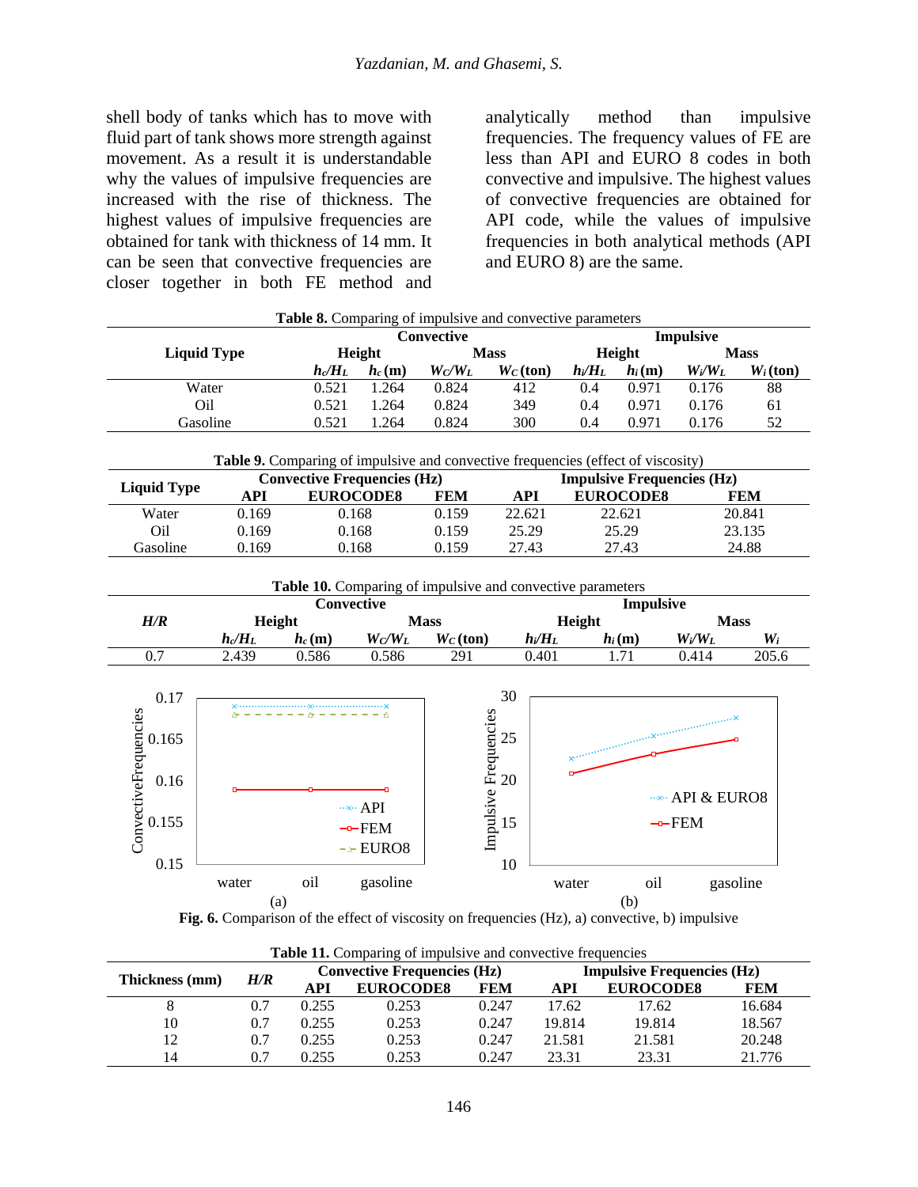shell body of tanks which has to move with fluid part of tank shows more strength against movement. As a result it is understandable why the values of impulsive frequencies are increased with the rise of thickness. The highest values of impulsive frequencies are obtained for tank with thickness of 14 mm. It can be seen that convective frequencies are closer together in both FE method and analytically method than impulsive frequencies. The frequency values of FE are less than API and EURO 8 codes in both convective and impulsive. The highest values of convective frequencies are obtained for API code, while the values of impulsive frequencies in both analytical methods (API and EURO 8) are the same.

**Table 8.** Comparing of impulsive and convective parameters

| Liquid Type | Convective | | | | Impulsive | | | |
|---|---|---|---|---|---|---|---|---|
| | Height | | Mass | | Height | | Mass | |
| | $h_c/H_L$ | $h_c$ (m) | $W_C/W_L$ | $W_C$ (ton) | $h_i/H_L$ | $h_i$ (m) | $W_i/W_L$ | $W_i$ (ton) |
| Water | 0.521 | 1.264 | 0.824 | 412 | 0.4 | 0.971 | 0.176 | 88 |
| Oil | 0.521 | 1.264 | 0.824 | 349 | 0.4 | 0.971 | 0.176 | 61 |
| Gasoline | 0.521 | 1.264 | 0.824 | 300 | 0.4 | 0.971 | 0.176 | 52 |

**Table 9.** Comparing of impulsive and convective frequencies (effect of viscosity)

| Liquid Type | Convective Frequencies (Hz) | | | Impulsive Frequencies (Hz) | | |
|---|---|---|---|---|---|---|
| | API | EUROCODE8 | FEM | API | EUROCODE8 | FEM |
| Water | 0.169 | 0.168 | 0.159 | 22.621 | 22.621 | 20.841 |
| Oil | 0.169 | 0.168 | 0.159 | 25.29 | 25.29 | 23.135 |
| Gasoline | 0.169 | 0.168 | 0.159 | 27.43 | 27.43 | 24.88 |

**Table 10.** Comparing of impulsive and convective parameters

| *H/R* | Convective | | | | Impulsive | | | |
|---|---|---|---|---|---|---|---|---|
| | Height | | Mass | | Height | | Mass | |
| | $h_c/H_L$ | $h_c$ (m) | $W_C/W_L$ | $W_C$ (ton) | $h_i/H_L$ | $h_i$ (m) | $W_i/W_L$ | $W_i$ |
| 0.7 | 2.439 | 0.586 | 0.586 | 291 | 0.401 | 1.71 | 0.414 | 205.6 |

**Fig. 6.** Comparison of the effect of viscosity on frequencies (Hz), a) convective, b) impulsive

**Table 11.** Comparing of impulsive and convective frequencies

| Thickness (mm) | *H/R* | Convective Frequencies (Hz) | | | Impulsive Frequencies (Hz) | | |
|---|---|---|---|---|---|---|---|
| | | API | EUROCODE8 | FEM | API | EUROCODE8 | FEM |
| 8 | 0.7 | 0.255 | 0.253 | 0.247 | 17.62 | 17.62 | 16.684 |
| 10 | 0.7 | 0.255 | 0.253 | 0.247 | 19.814 | 19.814 | 18.567 |
| 12 | 0.7 | 0.255 | 0.253 | 0.247 | 21.581 | 21.581 | 20.248 |
| 14 | 0.7 | 0.255 | 0.253 | 0.247 | 23.31 | 23.31 | 21.776 |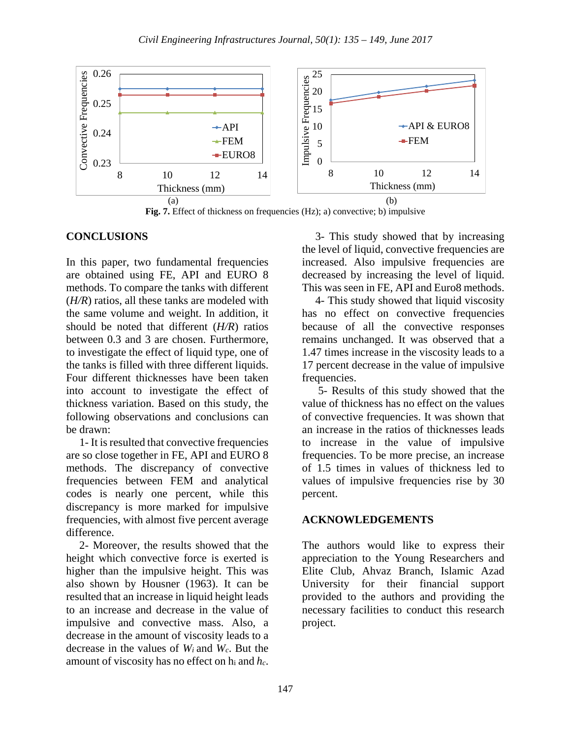Fig. 7. Effect of thickness on frequencies (Hz); a) convective; b) impulsive

## CONCLUSIONS

In this paper, two fundamental frequencies are obtained using FE, API and EURO 8 methods. To compare the tanks with different (*H/R*) ratios, all these tanks are modeled with the same volume and weight. In addition, it should be noted that different (*H/R*) ratios between 0.3 and 3 are chosen. Furthermore, to investigate the effect of liquid type, one of the tanks is filled with three different liquids. Four different thicknesses have been taken into account to investigate the effect of thickness variation. Based on this study, the following observations and conclusions can be drawn:

1- It is resulted that convective frequencies are so close together in FE, API and EURO 8 methods. The discrepancy of convective frequencies between FEM and analytical codes is nearly one percent, while this discrepancy is more marked for impulsive frequencies, with almost five percent average difference.

2- Moreover, the results showed that the height which convective force is exerted is higher than the impulsive height. This was also shown by Housner (1963). It can be resulted that an increase in liquid height leads to an increase and decrease in the value of impulsive and convective mass. Also, a decrease in the amount of viscosity leads to a decrease in the values of $W_i$ and $W_c$. But the amount of viscosity has no effect on $h_i$ and $h_c$.

3- This study showed that by increasing the level of liquid, convective frequencies are increased. Also impulsive frequencies are decreased by increasing the level of liquid. This was seen in FE, API and Euro8 methods.

4- This study showed that liquid viscosity has no effect on convective frequencies because of all the convective responses remains unchanged. It was observed that a 1.47 times increase in the viscosity leads to a 17 percent decrease in the value of impulsive frequencies.

5- Results of this study showed that the value of thickness has no effect on the values of convective frequencies. It was shown that an increase in the ratios of thicknesses leads to increase in the value of impulsive frequencies. To be more precise, an increase of 1.5 times in values of thickness led to values of impulsive frequencies rise by 30 percent.

## ACKNOWLEDGEMENTS

The authors would like to express their appreciation to the Young Researchers and Elite Club, Ahvaz Branch, Islamic Azad University for their financial support provided to the authors and providing the necessary facilities to conduct this research project.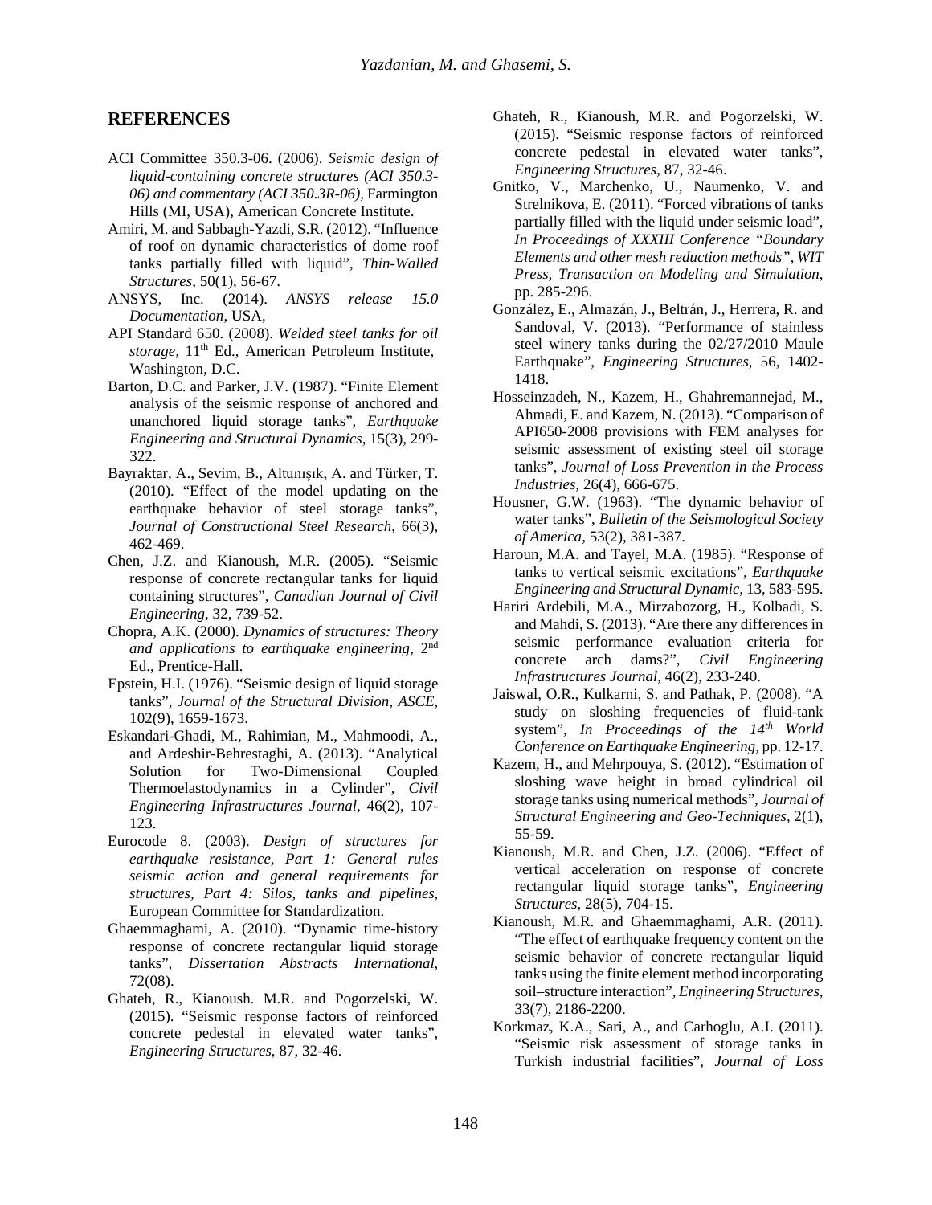## REFERENCES

ACI Committee 350.3-06. (2006). *Seismic design of liquid-containing concrete structures (ACI 350.3-06) and commentary (ACI 350.3R-06)*, Farmington Hills (MI, USA), American Concrete Institute.

Amiri, M. and Sabbagh-Yazdi, S.R. (2012). "Influence of roof on dynamic characteristics of dome roof tanks partially filled with liquid", *Thin-Walled Structures*, 50(1), 56-67.

ANSYS, Inc. (2014). *ANSYS release 15.0 Documentation*, USA,

API Standard 650. (2008). *Welded steel tanks for oil storage*, 11th Ed., American Petroleum Institute, Washington, D.C.

Barton, D.C. and Parker, J.V. (1987). "Finite Element analysis of the seismic response of anchored and unanchored liquid storage tanks", *Earthquake Engineering and Structural Dynamics*, 15(3), 299-322.

Bayraktar, A., Sevim, B., Altunışık, A. and Türker, T. (2010). "Effect of the model updating on the earthquake behavior of steel storage tanks", *Journal of Constructional Steel Research*, 66(3), 462-469.

Chen, J.Z. and Kianoush, M.R. (2005). "Seismic response of concrete rectangular tanks for liquid containing structures", *Canadian Journal of Civil Engineering*, 32, 739-52.

Chopra, A.K. (2000). *Dynamics of structures: Theory and applications to earthquake engineering*, 2nd Ed., Prentice-Hall.

Epstein, H.I. (1976). "Seismic design of liquid storage tanks", *Journal of the Structural Division, ASCE*, 102(9), 1659-1673.

Eskandari-Ghadi, M., Rahimian, M., Mahmoodi, A., and Ardeshir-Behrestaghi, A. (2013). "Analytical Solution for Two-Dimensional Coupled Thermoelastodynamics in a Cylinder", *Civil Engineering Infrastructures Journal*, 46(2), 107-123.

Eurocode 8. (2003). *Design of structures for earthquake resistance, Part 1: General rules seismic action and general requirements for structures, Part 4: Silos, tanks and pipelines*, European Committee for Standardization.

Ghaemmaghami, A. (2010). "Dynamic time-history response of concrete rectangular liquid storage tanks", *Dissertation Abstracts International*, 72(08).

Ghateh, R., Kianoush. M.R. and Pogorzelski, W. (2015). "Seismic response factors of reinforced concrete pedestal in elevated water tanks", *Engineering Structures*, 87, 32-46.

Ghateh, R., Kianoush, M.R. and Pogorzelski, W. (2015). "Seismic response factors of reinforced concrete pedestal in elevated water tanks", *Engineering Structures*, 87, 32-46.

Gnitko, V., Marchenko, U., Naumenko, V. and Strelnikova, E. (2011). "Forced vibrations of tanks partially filled with the liquid under seismic load", *In Proceedings of XXXIII Conference "Boundary Elements and other mesh reduction methods", WIT Press, Transaction on Modeling and Simulation*, pp. 285-296.

González, E., Almazán, J., Beltrán, J., Herrera, R. and Sandoval, V. (2013). "Performance of stainless steel winery tanks during the 02/27/2010 Maule Earthquake", *Engineering Structures*, 56, 1402-1418.

Hosseinzadeh, N., Kazem, H., Ghahremannejad, M., Ahmadi, E. and Kazem, N. (2013). "Comparison of API650-2008 provisions with FEM analyses for seismic assessment of existing steel oil storage tanks", *Journal of Loss Prevention in the Process Industries*, 26(4), 666-675.

Housner, G.W. (1963). "The dynamic behavior of water tanks", *Bulletin of the Seismological Society of America*, 53(2), 381-387.

Haroun, M.A. and Tayel, M.A. (1985). "Response of tanks to vertical seismic excitations", *Earthquake Engineering and Structural Dynamic*, 13, 583-595.

Hariri Ardebili, M.A., Mirzabozorg, H., Kolbadi, S. and Mahdi, S. (2013). "Are there any differences in seismic performance evaluation criteria for concrete arch dams?", *Civil Engineering Infrastructures Journal*, 46(2), 233-240.

Jaiswal, O.R., Kulkarni, S. and Pathak, P. (2008). "A study on sloshing frequencies of fluid-tank system", *In Proceedings of the 14th World Conference on Earthquake Engineering*, pp. 12-17.

Kazem, H., and Mehrpouya, S. (2012). "Estimation of sloshing wave height in broad cylindrical oil storage tanks using numerical methods", *Journal of Structural Engineering and Geo-Techniques*, 2(1), 55-59.

Kianoush, M.R. and Chen, J.Z. (2006). "Effect of vertical acceleration on response of concrete rectangular liquid storage tanks", *Engineering Structures*, 28(5), 704-15.

Kianoush, M.R. and Ghaemmaghami, A.R. (2011). "The effect of earthquake frequency content on the seismic behavior of concrete rectangular liquid tanks using the finite element method incorporating soil–structure interaction", *Engineering Structures*, 33(7), 2186-2200.

Korkmaz, K.A., Sari, A., and Carhoglu, A.I. (2011). "Seismic risk assessment of storage tanks in Turkish industrial facilities", *Journal of Loss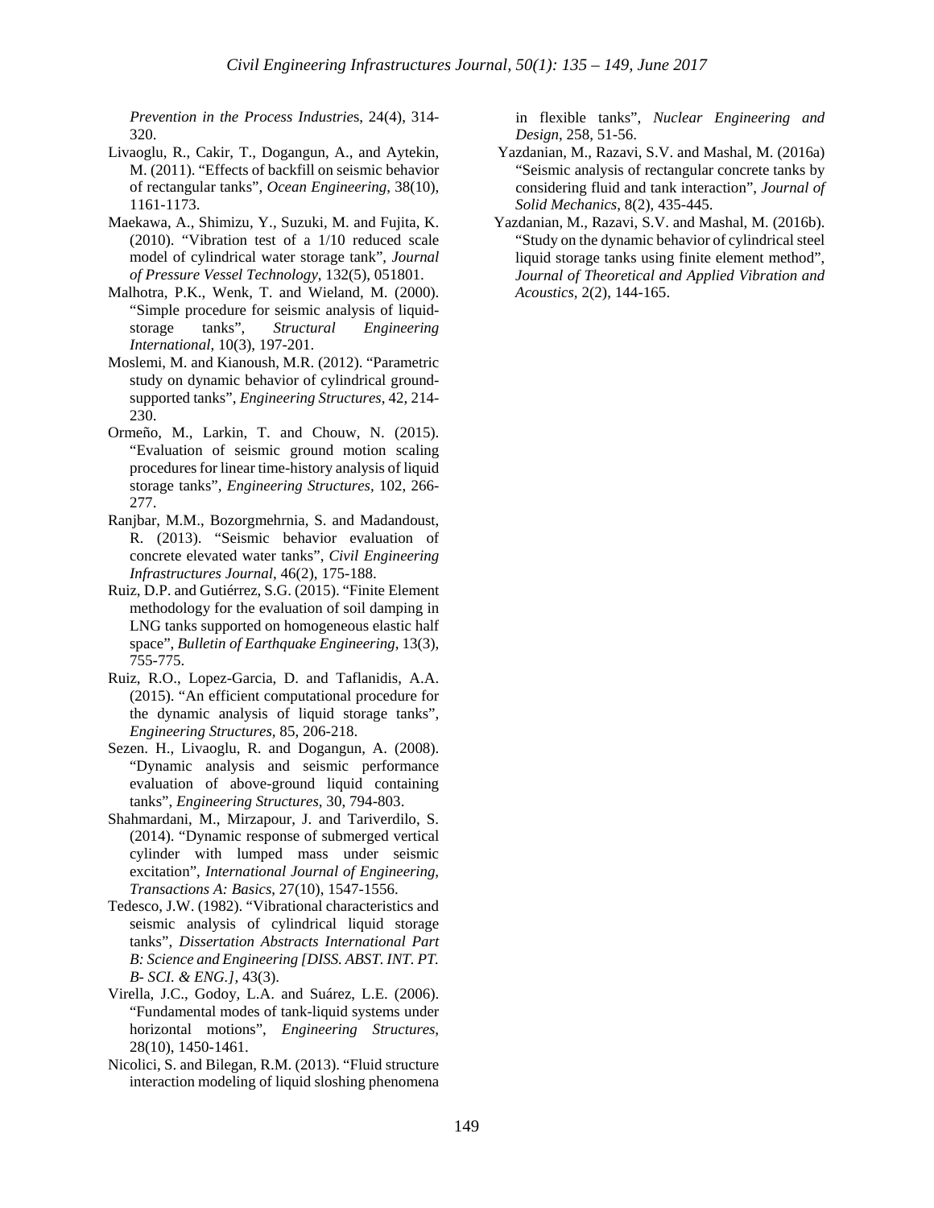*Prevention in the Process Industries*, 24(4), 314-320.

Livaoglu, R., Cakir, T., Dogangun, A., and Aytekin, M. (2011). "Effects of backfill on seismic behavior of rectangular tanks", *Ocean Engineering*, 38(10), 1161-1173.

Maekawa, A., Shimizu, Y., Suzuki, M. and Fujita, K. (2010). "Vibration test of a 1/10 reduced scale model of cylindrical water storage tank", *Journal of Pressure Vessel Technology*, 132(5), 051801.

Malhotra, P.K., Wenk, T. and Wieland, M. (2000). "Simple procedure for seismic analysis of liquid-storage tanks", *Structural Engineering International*, 10(3), 197-201.

Moslemi, M. and Kianoush, M.R. (2012). "Parametric study on dynamic behavior of cylindrical ground-supported tanks", *Engineering Structures*, 42, 214-230.

Ormeño, M., Larkin, T. and Chouw, N. (2015). "Evaluation of seismic ground motion scaling procedures for linear time-history analysis of liquid storage tanks", *Engineering Structures*, 102, 266-277.

Ranjbar, M.M., Bozorgmehrnia, S. and Madandoust, R. (2013). "Seismic behavior evaluation of concrete elevated water tanks", *Civil Engineering Infrastructures Journal*, 46(2), 175-188.

Ruiz, D.P. and Gutiérrez, S.G. (2015). "Finite Element methodology for the evaluation of soil damping in LNG tanks supported on homogeneous elastic half space", *Bulletin of Earthquake Engineering*, 13(3), 755-775.

Ruiz, R.O., Lopez-Garcia, D. and Taflanidis, A.A. (2015). "An efficient computational procedure for the dynamic analysis of liquid storage tanks", *Engineering Structures*, 85, 206-218.

Sezen. H., Livaoglu, R. and Dogangun, A. (2008). "Dynamic analysis and seismic performance evaluation of above-ground liquid containing tanks", *Engineering Structures*, 30, 794-803.

Shahmardani, M., Mirzapour, J. and Tariverdilo, S. (2014). "Dynamic response of submerged vertical cylinder with lumped mass under seismic excitation", *International Journal of Engineering, Transactions A: Basics*, 27(10), 1547-1556.

Tedesco, J.W. (1982). "Vibrational characteristics and seismic analysis of cylindrical liquid storage tanks", *Dissertation Abstracts International Part B: Science and Engineering [DISS. ABST. INT. PT. B- SCI. & ENG.]*, 43(3).

Virella, J.C., Godoy, L.A. and Suárez, L.E. (2006). "Fundamental modes of tank-liquid systems under horizontal motions", *Engineering Structures*, 28(10), 1450-1461.

Nicolici, S. and Bilegan, R.M. (2013). "Fluid structure interaction modeling of liquid sloshing phenomena in flexible tanks", *Nuclear Engineering and Design*, 258, 51-56.

Yazdanian, M., Razavi, S.V. and Mashal, M. (2016a) "Seismic analysis of rectangular concrete tanks by considering fluid and tank interaction", *Journal of Solid Mechanics*, 8(2), 435-445.

Yazdanian, M., Razavi, S.V. and Mashal, M. (2016b). "Study on the dynamic behavior of cylindrical steel liquid storage tanks using finite element method", *Journal of Theoretical and Applied Vibration and Acoustics*, 2(2), 144-165.